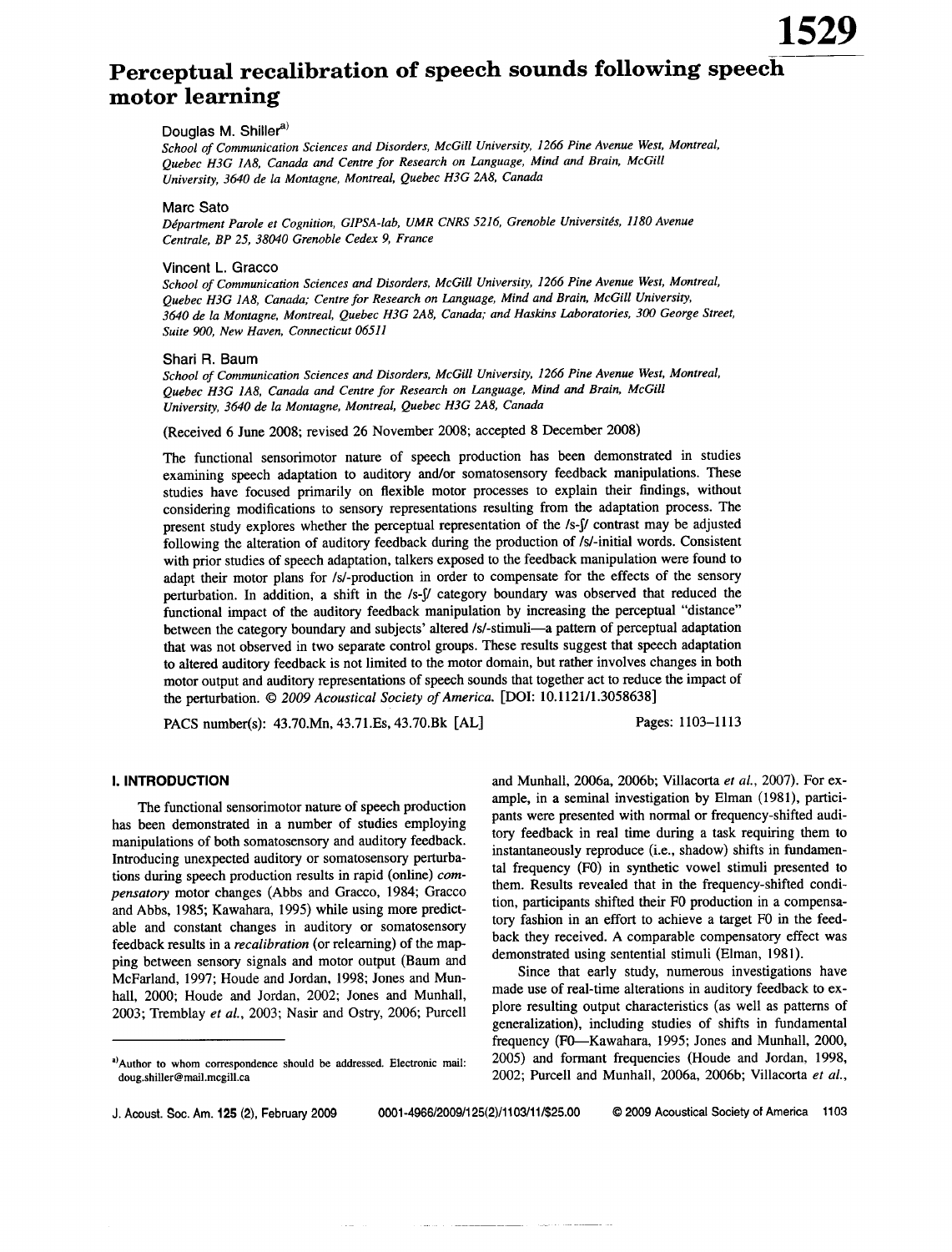# Perceptual recalibration of speech sounds following speech motor learning

Douglas M. Shiller[a)]

*School of Communication Sciences and Disorders, McGill University, 1266 Pine Avenue West, Montreal, Quebec H3G 1A8, Canada and Centre for Research on Language, Mind and Brain, McGill University, 3640 de la Montagne, Montreal, Quebec H3G 2A8, Canada*

Marc Sato

*Départment Parole et Cognition, GIPSA-lab, UMR CNRS 5216, Grenoble Universités, 1180 Avenue Centrale, BP 25, 38040 Grenoble Cedex 9, France*

Vincent L. Gracco

*School of Communication Sciences and Disorders, McGill University, 1266 Pine Avenue West, Montreal, Quebec H3G 1A8, Canada; Centre for Research on Language, Mind and Brain, McGill University, 3640 de la Montagne, Montreal, Quebec H3G 2A8, Canada; and Haskins Laboratories, 300 George Street, Suite 900, New Haven, Connecticut 06511*

Shari R. Baum

*School of Communication Sciences and Disorders, McGill University, 1266 Pine Avenue West, Montreal, Quebec H3G 1A8, Canada and Centre for Research on Language, Mind and Brain, McGill University, 3640 de la Montagne, Montreal, Quebec H3G 2A8, Canada*

(Received 6 June 2008; revised 26 November 2008; accepted 8 December 2008)

The functional sensorimotor nature of speech production has been demonstrated in studies examining speech adaptation to auditory and/or somatosensory feedback manipulations. These studies have focused primarily on flexible motor processes to explain their findings, without considering modifications to sensory representations resulting from the adaptation process. The present study explores whether the perceptual representation of the /s-ʃ/ contrast may be adjusted following the alteration of auditory feedback during the production of /s/-initial words. Consistent with prior studies of speech adaptation, talkers exposed to the feedback manipulation were found to adapt their motor plans for /s/-production in order to compensate for the effects of the sensory perturbation. In addition, a shift in the /s-ʃ/ category boundary was observed that reduced the functional impact of the auditory feedback manipulation by increasing the perceptual "distance" between the category boundary and subjects' altered /s/-stimuli—a pattern of perceptual adaptation that was not observed in two separate control groups. These results suggest that speech adaptation to altered auditory feedback is not limited to the motor domain, but rather involves changes in both motor output and auditory representations of speech sounds that together act to reduce the impact of the perturbation. © *2009 Acoustical Society of America.* [DOI: 10.1121/1.3058638]

PACS number(s): 43.70.Mn, 43.71.Es, 43.70.Bk [AL] Pages: 1103–1113

## I. INTRODUCTION

The functional sensorimotor nature of speech production has been demonstrated in a number of studies employing manipulations of both somatosensory and auditory feedback. Introducing unexpected auditory or somatosensory perturbations during speech production results in rapid (online) *compensatory* motor changes (Abbs and Gracco, 1984; Gracco and Abbs, 1985; Kawahara, 1995) while using more predictable and constant changes in auditory or somatosensory feedback results in a *recalibration* (or relearning) of the mapping between sensory signals and motor output (Baum and McFarland, 1997; Houde and Jordan, 1998; Jones and Munhall, 2000; Houde and Jordan, 2002; Jones and Munhall, 2003; Tremblay *et al.*, 2003; Nasir and Ostry, 2006; Purcell and Munhall, 2006a, 2006b; Villacorta *et al.*, 2007). For example, in a seminal investigation by Elman (1981), participants were presented with normal or frequency-shifted auditory feedback in real time during a task requiring them to instantaneously reproduce (i.e., shadow) shifts in fundamental frequency (F0) in synthetic vowel stimuli presented to them. Results revealed that in the frequency-shifted condition, participants shifted their F0 production in a compensatory fashion in an effort to achieve a target F0 in the feedback they received. A comparable compensatory effect was demonstrated using sentential stimuli (Elman, 1981).

Since that early study, numerous investigations have made use of real-time alterations in auditory feedback to explore resulting output characteristics (as well as patterns of generalization), including studies of shifts in fundamental frequency (F0—Kawahara, 1995; Jones and Munhall, 2000, 2005) and formant frequencies (Houde and Jordan, 1998, 2002; Purcell and Munhall, 2006a, 2006b; Villacorta *et al.*,

[a)]Author to whom correspondence should be addressed. Electronic mail: doug.shiller@mail.mcgill.ca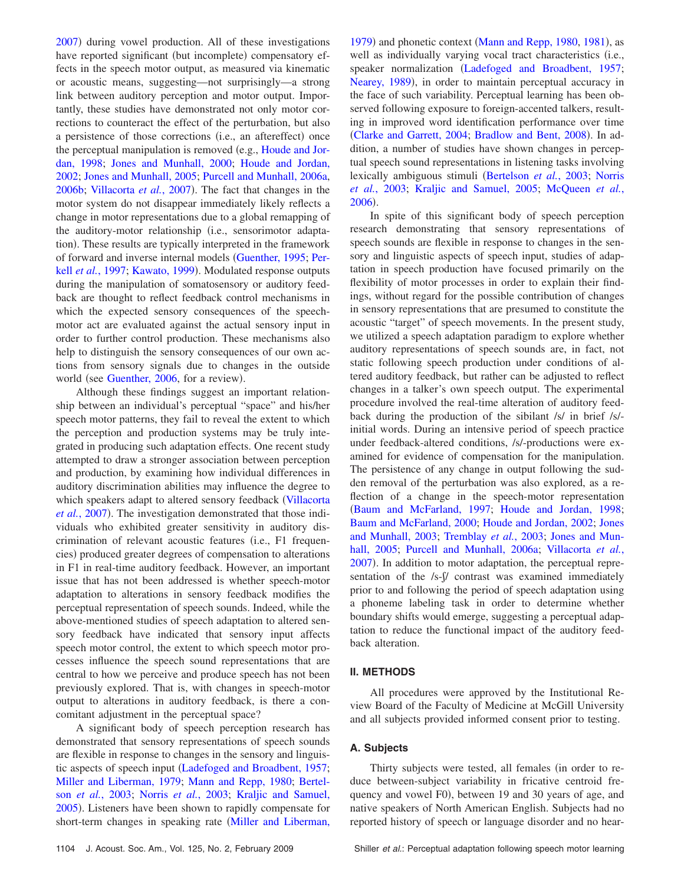2007) during vowel production. All of these investigations have reported significant (but incomplete) compensatory effects in the speech motor output, as measured via kinematic or acoustic means, suggesting—not surprisingly—a strong link between auditory perception and motor output. Importantly, these studies have demonstrated not only motor corrections to counteract the effect of the perturbation, but also a persistence of those corrections (i.e., an aftereffect) once the perceptual manipulation is removed (e.g., Houde and Jordan, 1998; Jones and Munhall, 2000; Houde and Jordan, 2002; Jones and Munhall, 2005; Purcell and Munhall, 2006a, 2006b; Villacorta *et al.*, 2007). The fact that changes in the motor system do not disappear immediately likely reflects a change in motor representations due to a global remapping of the auditory-motor relationship (i.e., sensorimotor adaptation). These results are typically interpreted in the framework of forward and inverse internal models (Guenther, 1995; Perkell *et al.*, 1997; Kawato, 1999). Modulated response outputs during the manipulation of somatosensory or auditory feedback are thought to reflect feedback control mechanisms in which the expected sensory consequences of the speech-motor act are evaluated against the actual sensory input in order to further control production. These mechanisms also help to distinguish the sensory consequences of our own actions from sensory signals due to changes in the outside world (see Guenther, 2006, for a review).

Although these findings suggest an important relationship between an individual's perceptual "space" and his/her speech motor patterns, they fail to reveal the extent to which the perception and production systems may be truly integrated in producing such adaptation effects. One recent study attempted to draw a stronger association between perception and production, by examining how individual differences in auditory discrimination abilities may influence the degree to which speakers adapt to altered sensory feedback (Villacorta *et al.*, 2007). The investigation demonstrated that those individuals who exhibited greater sensitivity in auditory discrimination of relevant acoustic features (i.e., F1 frequencies) produced greater degrees of compensation to alterations in F1 in real-time auditory feedback. However, an important issue that has not been addressed is whether speech-motor adaptation to alterations in sensory feedback modifies the perceptual representation of speech sounds. Indeed, while the above-mentioned studies of speech adaptation to altered sensory feedback have indicated that sensory input affects speech motor control, the extent to which speech motor processes influence the speech sound representations that are central to how we perceive and produce speech has not been previously explored. That is, with changes in speech-motor output to alterations in auditory feedback, is there a concomitant adjustment in the perceptual space?

A significant body of speech perception research has demonstrated that sensory representations of speech sounds are flexible in response to changes in the sensory and linguistic aspects of speech input (Ladefoged and Broadbent, 1957; Miller and Liberman, 1979; Mann and Repp, 1980; Bertelson *et al.*, 2003; Norris *et al.*, 2003; Kraljic and Samuel, 2005). Listeners have been shown to rapidly compensate for short-term changes in speaking rate (Miller and Liberman, 1979) and phonetic context (Mann and Repp, 1980, 1981), as well as individually varying vocal tract characteristics (i.e., speaker normalization (Ladefoged and Broadbent, 1957; Nearey, 1989), in order to maintain perceptual accuracy in the face of such variability. Perceptual learning has been observed following exposure to foreign-accented talkers, resulting in improved word identification performance over time (Clarke and Garrett, 2004; Bradlow and Bent, 2008). In addition, a number of studies have shown changes in perceptual speech sound representations in listening tasks involving lexically ambiguous stimuli (Bertelson *et al.*, 2003; Norris *et al.*, 2003; Kraljic and Samuel, 2005; McQueen *et al.*, 2006).

In spite of this significant body of speech perception research demonstrating that sensory representations of speech sounds are flexible in response to changes in the sensory and linguistic aspects of speech input, studies of adaptation in speech production have focused primarily on the flexibility of motor processes in order to explain their findings, without regard for the possible contribution of changes in sensory representations that are presumed to constitute the acoustic "target" of speech movements. In the present study, we utilized a speech adaptation paradigm to explore whether auditory representations of speech sounds are, in fact, not static following speech production under conditions of altered auditory feedback, but rather can be adjusted to reflect changes in a talker's own speech output. The experimental procedure involved the real-time alteration of auditory feedback during the production of the sibilant /s/ in brief /s/-initial words. During an intensive period of speech practice under feedback-altered conditions, /s/-productions were examined for evidence of compensation for the manipulation. The persistence of any change in output following the sudden removal of the perturbation was also explored, as a reflection of a change in the speech-motor representation (Baum and McFarland, 1997; Houde and Jordan, 1998; Baum and McFarland, 2000; Houde and Jordan, 2002; Jones and Munhall, 2003; Tremblay *et al.*, 2003; Jones and Munhall, 2005; Purcell and Munhall, 2006a; Villacorta *et al.*, 2007). In addition to motor adaptation, the perceptual representation of the /s-ʃ/ contrast was examined immediately prior to and following the period of speech adaptation using a phoneme labeling task in order to determine whether boundary shifts would emerge, suggesting a perceptual adaptation to reduce the functional impact of the auditory feedback alteration.

## II. METHODS

All procedures were approved by the Institutional Review Board of the Faculty of Medicine at McGill University and all subjects provided informed consent prior to testing.

### A. Subjects

Thirty subjects were tested, all females (in order to reduce between-subject variability in fricative centroid frequency and vowel F0), between 19 and 30 years of age, and native speakers of North American English. Subjects had no reported history of speech or language disorder and no hear-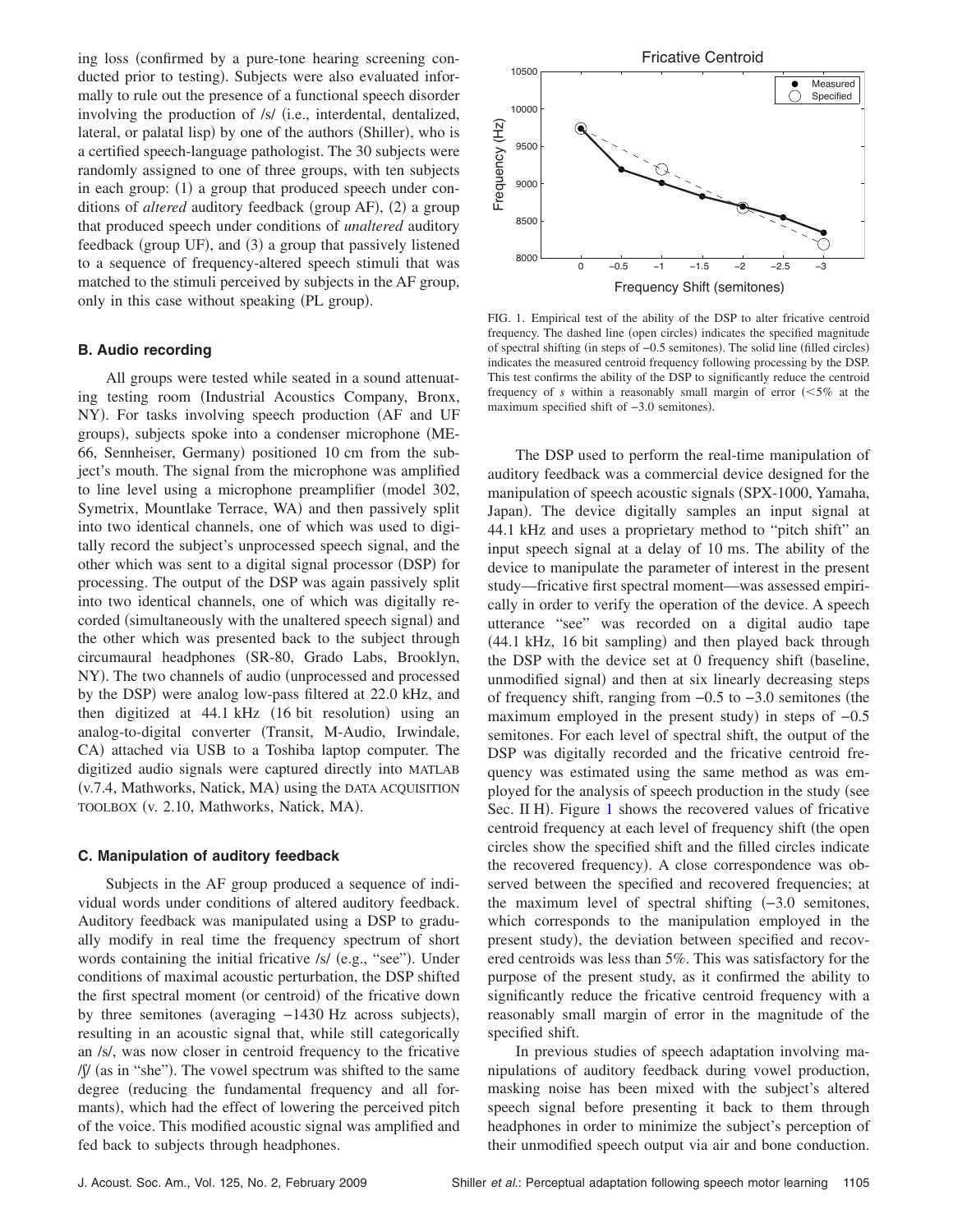ing loss (confirmed by a pure-tone hearing screening conducted prior to testing). Subjects were also evaluated informally to rule out the presence of a functional speech disorder involving the production of /s/ (i.e., interdental, dentalized, lateral, or palatal lisp) by one of the authors (Shiller), who is a certified speech-language pathologist. The 30 subjects were randomly assigned to one of three groups, with ten subjects in each group: (1) a group that produced speech under conditions of *altered* auditory feedback (group AF), (2) a group that produced speech under conditions of *unaltered* auditory feedback (group UF), and (3) a group that passively listened to a sequence of frequency-altered speech stimuli that was matched to the stimuli perceived by subjects in the AF group, only in this case without speaking (PL group).

### B. Audio recording

All groups were tested while seated in a sound attenuating testing room (Industrial Acoustics Company, Bronx, NY). For tasks involving speech production (AF and UF groups), subjects spoke into a condenser microphone (ME-66, Sennheiser, Germany) positioned 10 cm from the subject's mouth. The signal from the microphone was amplified to line level using a microphone preamplifier (model 302, Symetrix, Mountlake Terrace, WA) and then passively split into two identical channels, one of which was used to digitally record the subject's unprocessed speech signal, and the other which was sent to a digital signal processor (DSP) for processing. The output of the DSP was again passively split into two identical channels, one of which was digitally recorded (simultaneously with the unaltered speech signal) and the other which was presented back to the subject through circumaural headphones (SR-80, Grado Labs, Brooklyn, NY). The two channels of audio (unprocessed and processed by the DSP) were analog low-pass filtered at 22.0 kHz, and then digitized at 44.1 kHz (16 bit resolution) using an analog-to-digital converter (Transit, M-Audio, Irwindale, CA) attached via USB to a Toshiba laptop computer. The digitized audio signals were captured directly into MATLAB (v.7.4, Mathworks, Natick, MA) using the DATA ACQUISITION TOOLBOX (v. 2.10, Mathworks, Natick, MA).

### C. Manipulation of auditory feedback

Subjects in the AF group produced a sequence of individual words under conditions of altered auditory feedback. Auditory feedback was manipulated using a DSP to gradually modify in real time the frequency spectrum of short words containing the initial fricative /s/ (e.g., "see"). Under conditions of maximal acoustic perturbation, the DSP shifted the first spectral moment (or centroid) of the fricative down by three semitones (averaging −1430 Hz across subjects), resulting in an acoustic signal that, while still categorically an /s/, was now closer in centroid frequency to the fricative /ʃ/ (as in "she"). The vowel spectrum was shifted to the same degree (reducing the fundamental frequency and all formants), which had the effect of lowering the perceived pitch of the voice. This modified acoustic signal was amplified and fed back to subjects through headphones.

FIG. 1. Empirical test of the ability of the DSP to alter fricative centroid frequency. The dashed line (open circles) indicates the specified magnitude of spectral shifting (in steps of −0.5 semitones). The solid line (filled circles) indicates the measured centroid frequency following processing by the DSP. This test confirms the ability of the DSP to significantly reduce the centroid frequency of *s* within a reasonably small margin of error (<5% at the maximum specified shift of −3.0 semitones).

The DSP used to perform the real-time manipulation of auditory feedback was a commercial device designed for the manipulation of speech acoustic signals (SPX-1000, Yamaha, Japan). The device digitally samples an input signal at 44.1 kHz and uses a proprietary method to "pitch shift" an input speech signal at a delay of 10 ms. The ability of the device to manipulate the parameter of interest in the present study—fricative first spectral moment—was assessed empirically in order to verify the operation of the device. A speech utterance "see" was recorded on a digital audio tape (44.1 kHz, 16 bit sampling) and then played back through the DSP with the device set at 0 frequency shift (baseline, unmodified signal) and then at six linearly decreasing steps of frequency shift, ranging from −0.5 to −3.0 semitones (the maximum employed in the present study) in steps of −0.5 semitones. For each level of spectral shift, the output of the DSP was digitally recorded and the fricative centroid frequency was estimated using the same method as was employed for the analysis of speech production in the study (see Sec. II H). Figure 1 shows the recovered values of fricative centroid frequency at each level of frequency shift (the open circles show the specified shift and the filled circles indicate the recovered frequency). A close correspondence was observed between the specified and recovered frequencies; at the maximum level of spectral shifting (−3.0 semitones, which corresponds to the manipulation employed in the present study), the deviation between specified and recovered centroids was less than 5%. This was satisfactory for the purpose of the present study, as it confirmed the ability to significantly reduce the fricative centroid frequency with a reasonably small margin of error in the magnitude of the specified shift.

In previous studies of speech adaptation involving manipulations of auditory feedback during vowel production, masking noise has been mixed with the subject's altered speech signal before presenting it back to them through headphones in order to minimize the subject's perception of their unmodified speech output via air and bone conduction.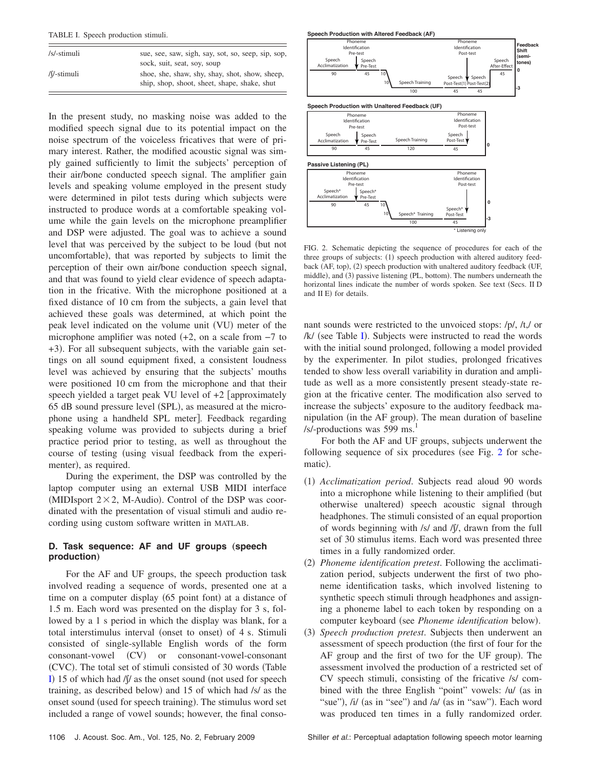TABLE I. Speech production stimuli.

| | |
|---|---|
| /s/-stimuli | sue, see, saw, sigh, say, sot, so, seep, sip, sop, sock, suit, seat, soy, soup |
| /ʃ/-stimuli | shoe, she, shaw, shy, shay, shot, show, sheep, ship, shop, shoot, sheet, shape, shake, shut |

In the present study, no masking noise was added to the modified speech signal due to its potential impact on the noise spectrum of the voiceless fricatives that were of primary interest. Rather, the modified acoustic signal was simply gained sufficiently to limit the subjects' perception of their air/bone conducted speech signal. The amplifier gain levels and speaking volume employed in the present study were determined in pilot tests during which subjects were instructed to produce words at a comfortable speaking volume while the gain levels on the microphone preamplifier and DSP were adjusted. The goal was to achieve a sound level that was perceived by the subject to be loud (but not uncomfortable), that was reported by subjects to limit the perception of their own air/bone conduction speech signal, and that was found to yield clear evidence of speech adaptation in the fricative. With the microphone positioned at a fixed distance of 10 cm from the subjects, a gain level that achieved these goals was determined, at which point the peak level indicated on the volume unit (VU) meter of the microphone amplifier was noted (+2, on a scale from −7 to +3). For all subsequent subjects, with the variable gain settings on all sound equipment fixed, a consistent loudness level was achieved by ensuring that the subjects' mouths were positioned 10 cm from the microphone and that their speech yielded a target peak VU level of +2 [approximately 65 dB sound pressure level (SPL), as measured at the microphone using a handheld SPL meter]. Feedback regarding speaking volume was provided to subjects during a brief practice period prior to testing, as well as throughout the course of testing (using visual feedback from the experimenter), as required.

During the experiment, the DSP was controlled by the laptop computer using an external USB MIDI interface (MIDIsport 2×2, M-Audio). Control of the DSP was coordinated with the presentation of visual stimuli and audio recording using custom software written in MATLAB.

### D. Task sequence: AF and UF groups (speech production)

For the AF and UF groups, the speech production task involved reading a sequence of words, presented one at a time on a computer display (65 point font) at a distance of 1.5 m. Each word was presented on the display for 3 s, followed by a 1 s period in which the display was blank, for a total interstimulus interval (onset to onset) of 4 s. Stimuli consisted of single-syllable English words of the form consonant-vowel (CV) or consonant-vowel-consonant (CVC). The total set of stimuli consisted of 30 words (Table I) 15 of which had /ʃ/ as the onset sound (not used for speech training, as described below) and 15 of which had /s/ as the onset sound (used for speech training). The stimulus word set included a range of vowel sounds; however, the final consonant sounds were restricted to the unvoiced stops: /p/, /t,/ or /k/ (see Table I). Subjects were instructed to read the words with the initial sound prolonged, following a model provided by the experimenter. In pilot studies, prolonged fricatives tended to show less overall variability in duration and amplitude as well as a more consistently present steady-state region at the fricative center. The modification also served to increase the subjects' exposure to the auditory feedback manipulation (in the AF group). The mean duration of baseline /s/-productions was 599 ms.[1]

FIG. 2. Schematic depicting the sequence of procedures for each of the three groups of subjects: (1) speech production with altered auditory feedback (AF, top), (2) speech production with unaltered auditory feedback (UF, middle), and (3) passive listening (PL, bottom). The numbers underneath the horizontal lines indicate the number of words spoken. See text (Secs. II D and II E) for details.

For both the AF and UF groups, subjects underwent the following sequence of six procedures (see Fig. 2 for schematic).

1. *Acclimatization period*. Subjects read aloud 90 words into a microphone while listening to their amplified (but otherwise unaltered) speech acoustic signal through headphones. The stimuli consisted of an equal proportion of words beginning with /s/ and /ʃ/, drawn from the full set of 30 stimulus items. Each word was presented three times in a fully randomized order.
2. *Phoneme identification pretest*. Following the acclimatization period, subjects underwent the first of two phoneme identification tasks, which involved listening to synthetic speech stimuli through headphones and assigning a phoneme label to each token by responding on a computer keyboard (see *Phoneme identification* below).
3. *Speech production pretest*. Subjects then underwent an assessment of speech production (the first of four for the AF group and the first of two for the UF group). The assessment involved the production of a restricted set of CV speech stimuli, consisting of the fricative /s/ combined with the three English "point" vowels: /u/ (as in "sue"), /i/ (as in "see") and /a/ (as in "saw"). Each word was produced ten times in a fully randomized order.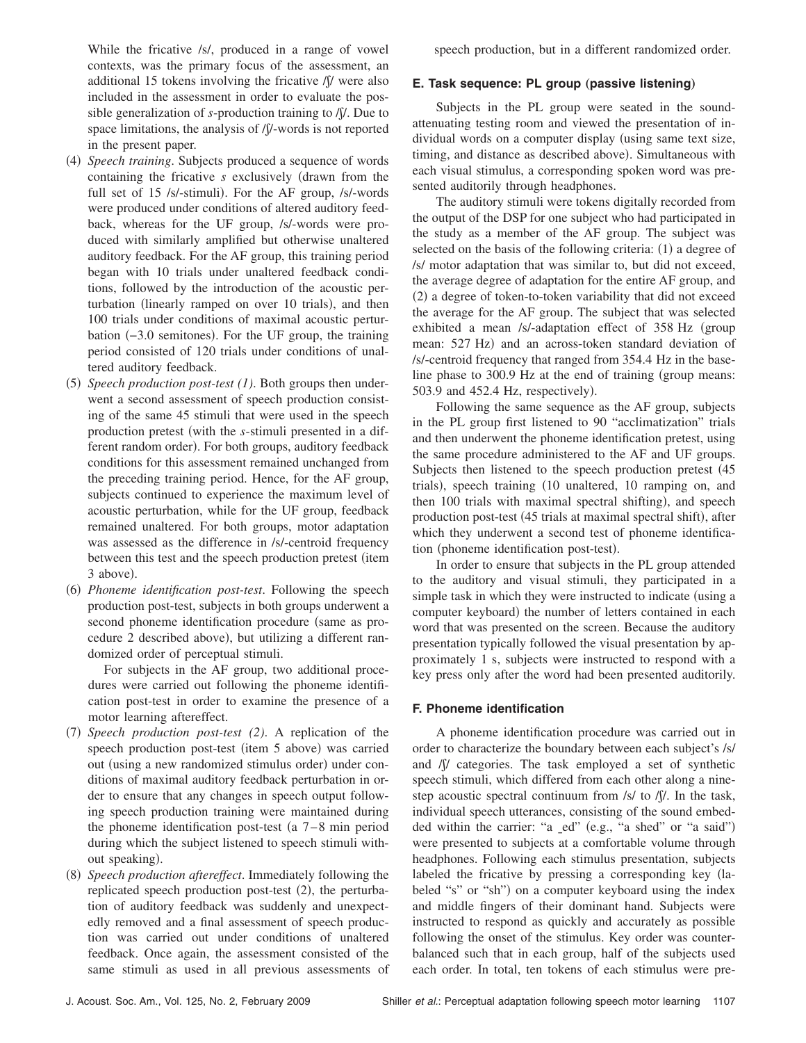While the fricative /s/, produced in a range of vowel contexts, was the primary focus of the assessment, an additional 15 tokens involving the fricative /ʃ/ were also included in the assessment in order to evaluate the possible generalization of *s*-production training to /ʃ/. Due to space limitations, the analysis of /ʃ/-words is not reported in the present paper.

(4) *Speech training*. Subjects produced a sequence of words containing the fricative *s* exclusively (drawn from the full set of 15 /s/-stimuli). For the AF group, /s/-words were produced under conditions of altered auditory feedback, whereas for the UF group, /s/-words were produced with similarly amplified but otherwise unaltered auditory feedback. For the AF group, this training period began with 10 trials under unaltered feedback conditions, followed by the introduction of the acoustic perturbation (linearly ramped on over 10 trials), and then 100 trials under conditions of maximal acoustic perturbation (−3.0 semitones). For the UF group, the training period consisted of 120 trials under conditions of unaltered auditory feedback.

(5) *Speech production post-test (1)*. Both groups then underwent a second assessment of speech production consisting of the same 45 stimuli that were used in the speech production pretest (with the *s*-stimuli presented in a different random order). For both groups, auditory feedback conditions for this assessment remained unchanged from the preceding training period. Hence, for the AF group, subjects continued to experience the maximum level of acoustic perturbation, while for the UF group, feedback remained unaltered. For both groups, motor adaptation was assessed as the difference in /s/-centroid frequency between this test and the speech production pretest (item 3 above).

(6) *Phoneme identification post-test*. Following the speech production post-test, subjects in both groups underwent a second phoneme identification procedure (same as procedure 2 described above), but utilizing a different randomized order of perceptual stimuli.

For subjects in the AF group, two additional procedures were carried out following the phoneme identification post-test in order to examine the presence of a motor learning aftereffect.

(7) *Speech production post-test (2)*. A replication of the speech production post-test (item 5 above) was carried out (using a new randomized stimulus order) under conditions of maximal auditory feedback perturbation in order to ensure that any changes in speech output following speech production training were maintained during the phoneme identification post-test (a 7–8 min period during which the subject listened to speech stimuli without speaking).

(8) *Speech production aftereffect*. Immediately following the replicated speech production post-test (2), the perturbation of auditory feedback was suddenly and unexpectedly removed and a final assessment of speech production was carried out under conditions of unaltered feedback. Once again, the assessment consisted of the same stimuli as used in all previous assessments of speech production, but in a different randomized order.

### E. Task sequence: PL group (passive listening)

Subjects in the PL group were seated in the sound-attenuating testing room and viewed the presentation of individual words on a computer display (using same text size, timing, and distance as described above). Simultaneous with each visual stimulus, a corresponding spoken word was presented auditorily through headphones.

The auditory stimuli were tokens digitally recorded from the output of the DSP for one subject who had participated in the study as a member of the AF group. The subject was selected on the basis of the following criteria: (1) a degree of /s/ motor adaptation that was similar to, but did not exceed, the average degree of adaptation for the entire AF group, and (2) a degree of token-to-token variability that did not exceed the average for the AF group. The subject that was selected exhibited a mean /s/-adaptation effect of 358 Hz (group mean: 527 Hz) and an across-token standard deviation of /s/-centroid frequency that ranged from 354.4 Hz in the baseline phase to 300.9 Hz at the end of training (group means: 503.9 and 452.4 Hz, respectively).

Following the same sequence as the AF group, subjects in the PL group first listened to 90 "acclimatization" trials and then underwent the phoneme identification pretest, using the same procedure administered to the AF and UF groups. Subjects then listened to the speech production pretest (45 trials), speech training (10 unaltered, 10 ramping on, and then 100 trials with maximal spectral shifting), and speech production post-test (45 trials at maximal spectral shift), after which they underwent a second test of phoneme identification (phoneme identification post-test).

In order to ensure that subjects in the PL group attended to the auditory and visual stimuli, they participated in a simple task in which they were instructed to indicate (using a computer keyboard) the number of letters contained in each word that was presented on the screen. Because the auditory presentation typically followed the visual presentation by approximately 1 s, subjects were instructed to respond with a key press only after the word had been presented auditorily.

### F. Phoneme identification

A phoneme identification procedure was carried out in order to characterize the boundary between each subject's /s/ and /ʃ/ categories. The task employed a set of synthetic speech stimuli, which differed from each other along a nine-step acoustic spectral continuum from /s/ to /ʃ/. In the task, individual speech utterances, consisting of the sound embedded within the carrier: "a _ed" (e.g., "a shed" or "a said") were presented to subjects at a comfortable volume through headphones. Following each stimulus presentation, subjects labeled the fricative by pressing a corresponding key (labeled "s" or "sh") on a computer keyboard using the index and middle fingers of their dominant hand. Subjects were instructed to respond as quickly and accurately as possible following the onset of the stimulus. Key order was counterbalanced such that in each group, half of the subjects used each order. In total, ten tokens of each stimulus were pre-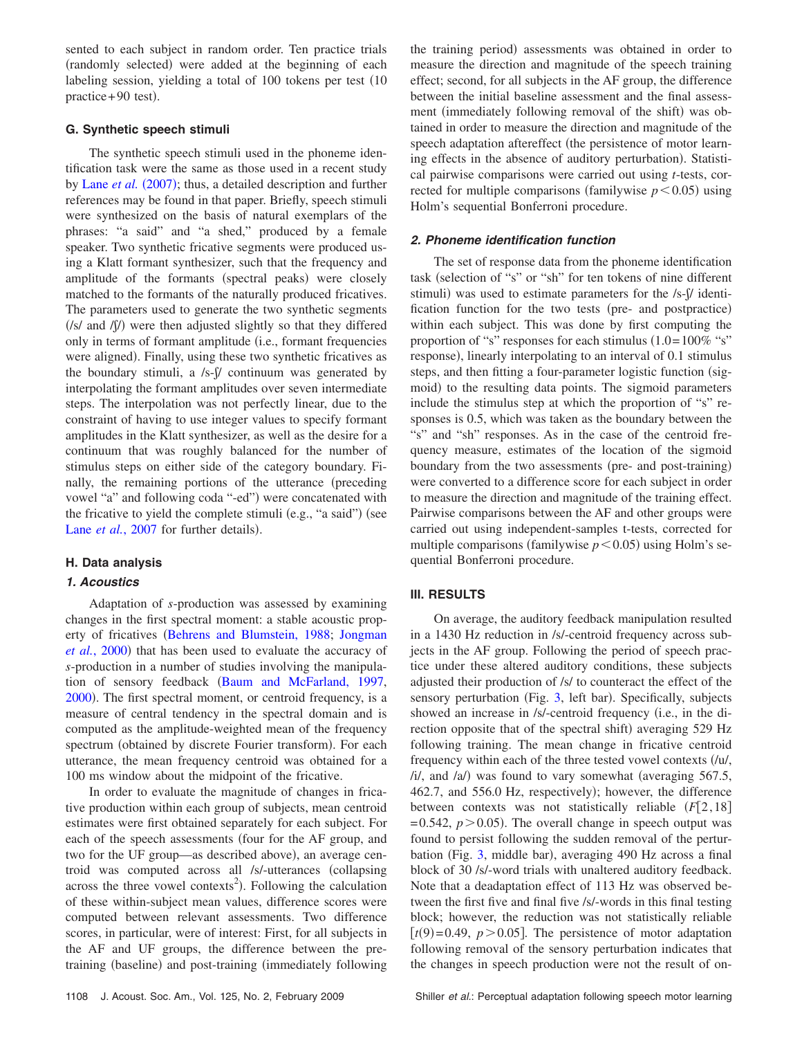sented to each subject in random order. Ten practice trials (randomly selected) were added at the beginning of each labeling session, yielding a total of 100 tokens per test (10 practice+90 test).

### G. Synthetic speech stimuli

The synthetic speech stimuli used in the phoneme identification task were the same as those used in a recent study by Lane *et al.* (2007); thus, a detailed description and further references may be found in that paper. Briefly, speech stimuli were synthesized on the basis of natural exemplars of the phrases: "a said" and "a shed," produced by a female speaker. Two synthetic fricative segments were produced using a Klatt formant synthesizer, such that the frequency and amplitude of the formants (spectral peaks) were closely matched to the formants of the naturally produced fricatives. The parameters used to generate the two synthetic segments (/s/ and /ʃ/) were then adjusted slightly so that they differed only in terms of formant amplitude (i.e., formant frequencies were aligned). Finally, using these two synthetic fricatives as the boundary stimuli, a /s-ʃ/ continuum was generated by interpolating the formant amplitudes over seven intermediate steps. The interpolation was not perfectly linear, due to the constraint of having to use integer values to specify formant amplitudes in the Klatt synthesizer, as well as the desire for a continuum that was roughly balanced for the number of stimulus steps on either side of the category boundary. Finally, the remaining portions of the utterance (preceding vowel "a" and following coda "-ed") were concatenated with the fricative to yield the complete stimuli (e.g., "a said") (see Lane *et al.*, 2007 for further details).

### H. Data analysis

#### 1. Acoustics

Adaptation of *s*-production was assessed by examining changes in the first spectral moment: a stable acoustic property of fricatives (Behrens and Blumstein, 1988; Jongman *et al.*, 2000) that has been used to evaluate the accuracy of *s*-production in a number of studies involving the manipulation of sensory feedback (Baum and McFarland, 1997, 2000). The first spectral moment, or centroid frequency, is a measure of central tendency in the spectral domain and is computed as the amplitude-weighted mean of the frequency spectrum (obtained by discrete Fourier transform). For each utterance, the mean frequency centroid was obtained for a 100 ms window about the midpoint of the fricative.

In order to evaluate the magnitude of changes in fricative production within each group of subjects, mean centroid estimates were first obtained separately for each subject. For each of the speech assessments (four for the AF group, and two for the UF group—as described above), an average centroid was computed across all /s/-utterances (collapsing across the three vowel contexts[2]). Following the calculation of these within-subject mean values, difference scores were computed between relevant assessments. Two difference scores, in particular, were of interest: First, for all subjects in the AF and UF groups, the difference between the pre-training (baseline) and post-training (immediately following the training period) assessments was obtained in order to measure the direction and magnitude of the speech training effect; second, for all subjects in the AF group, the difference between the initial baseline assessment and the final assessment (immediately following removal of the shift) was obtained in order to measure the direction and magnitude of the speech adaptation aftereffect (the persistence of motor learning effects in the absence of auditory perturbation). Statistical pairwise comparisons were carried out using *t*-tests, corrected for multiple comparisons (familywise $p<0.05$) using Holm's sequential Bonferroni procedure.

#### 2. Phoneme identification function

The set of response data from the phoneme identification task (selection of "s" or "sh" for ten tokens of nine different stimuli) was used to estimate parameters for the /s-ʃ/ identification function for the two tests (pre- and postpractice) within each subject. This was done by first computing the proportion of "s" responses for each stimulus (1.0=100% "s" response), linearly interpolating to an interval of 0.1 stimulus steps, and then fitting a four-parameter logistic function (sigmoid) to the resulting data points. The sigmoid parameters include the stimulus step at which the proportion of "s" responses is 0.5, which was taken as the boundary between the "s" and "sh" responses. As in the case of the centroid frequency measure, estimates of the location of the sigmoid boundary from the two assessments (pre- and post-training) were converted to a difference score for each subject in order to measure the direction and magnitude of the training effect. Pairwise comparisons between the AF and other groups were carried out using independent-samples t-tests, corrected for multiple comparisons (familywise $p<0.05$) using Holm's sequential Bonferroni procedure.

## III. RESULTS

On average, the auditory feedback manipulation resulted in a 1430 Hz reduction in /s/-centroid frequency across subjects in the AF group. Following the period of speech practice under these altered auditory conditions, these subjects adjusted their production of /s/ to counteract the effect of the sensory perturbation (Fig. 3, left bar). Specifically, subjects showed an increase in /s/-centroid frequency (i.e., in the direction opposite that of the spectral shift) averaging 529 Hz following training. The mean change in fricative centroid frequency within each of the three tested vowel contexts (/u/, /i/, and /a/) was found to vary somewhat (averaging 567.5, 462.7, and 556.0 Hz, respectively); however, the difference between contexts was not statistically reliable ($F[2,18]=0.542$, $p>0.05$). The overall change in speech output was found to persist following the sudden removal of the perturbation (Fig. 3, middle bar), averaging 490 Hz across a final block of 30 /s/-word trials with unaltered auditory feedback. Note that a deadaptation effect of 113 Hz was observed between the first five and final five /s/-words in this final testing block; however, the reduction was not statistically reliable [$t(9)=0.49$, $p>0.05$]. The persistence of motor adaptation following removal of the sensory perturbation indicates that the changes in speech production were not the result of on-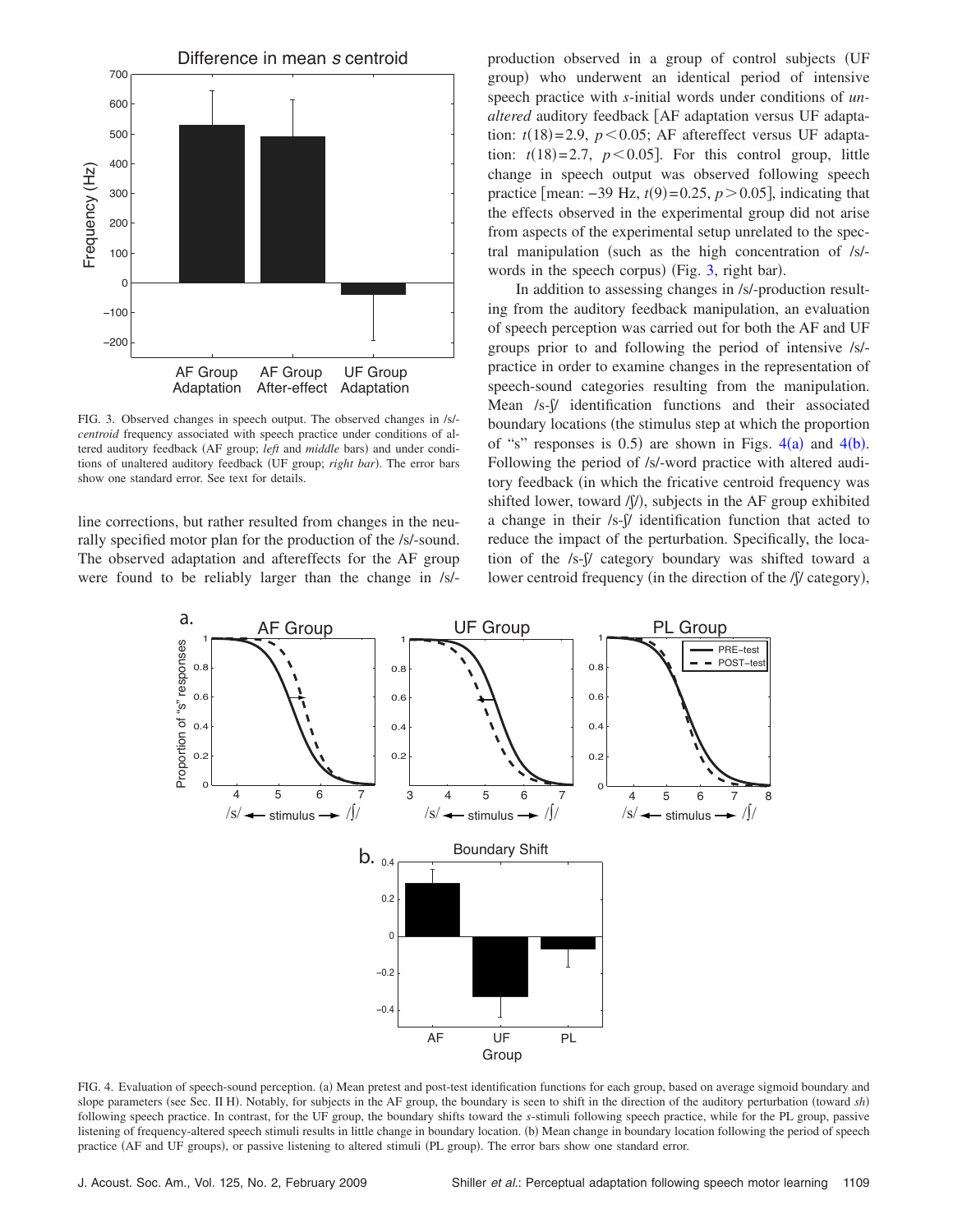FIG. 3. Observed changes in speech output. The observed changes in /s/-*centroid* frequency associated with speech practice under conditions of altered auditory feedback (AF group; *left* and *middle* bars) and under conditions of unaltered auditory feedback (UF group; *right bar*). The error bars show one standard error. See text for details.

line corrections, but rather resulted from changes in the neurally specified motor plan for the production of the /s/-sound. The observed adaptation and aftereffects for the AF group were found to be reliably larger than the change in /s/-production observed in a group of control subjects (UF group) who underwent an identical period of intensive speech practice with *s*-initial words under conditions of *unaltered* auditory feedback [AF adaptation versus UF adaptation: $t(18)=2.9$, $p<0.05$; AF aftereffect versus UF adaptation: $t(18)=2.7$, $p<0.05$]. For this control group, little change in speech output was observed following speech practice [mean: −39 Hz, $t(9)=0.25$, $p>0.05$], indicating that the effects observed in the experimental group did not arise from aspects of the experimental setup unrelated to the spectral manipulation (such as the high concentration of /s/-words in the speech corpus) (Fig. 3, right bar).

In addition to assessing changes in /s/-production resulting from the auditory feedback manipulation, an evaluation of speech perception was carried out for both the AF and UF groups prior to and following the period of intensive /s/-practice in order to examine changes in the representation of speech-sound categories resulting from the manipulation. Mean /s-ʃ/ identification functions and their associated boundary locations (the stimulus step at which the proportion of "s" responses is 0.5) are shown in Figs. 4(a) and 4(b). Following the period of /s/-word practice with altered auditory feedback (in which the fricative centroid frequency was shifted lower, toward /ʃ/), subjects in the AF group exhibited a change in their /s-ʃ/ identification function that acted to reduce the impact of the perturbation. Specifically, the location of the /s-ʃ/ category boundary was shifted toward a lower centroid frequency (in the direction of the /ʃ/ category),

FIG. 4. Evaluation of speech-sound perception. (a) Mean pretest and post-test identification functions for each group, based on average sigmoid boundary and slope parameters (see Sec. II H). Notably, for subjects in the AF group, the boundary is seen to shift in the direction of the auditory perturbation (toward *sh*) following speech practice. In contrast, for the UF group, the boundary shifts toward the *s*-stimuli following speech practice, while for the PL group, passive listening of frequency-altered speech stimuli results in little change in boundary location. (b) Mean change in boundary location following the period of speech practice (AF and UF groups), or passive listening to altered stimuli (PL group). The error bars show one standard error.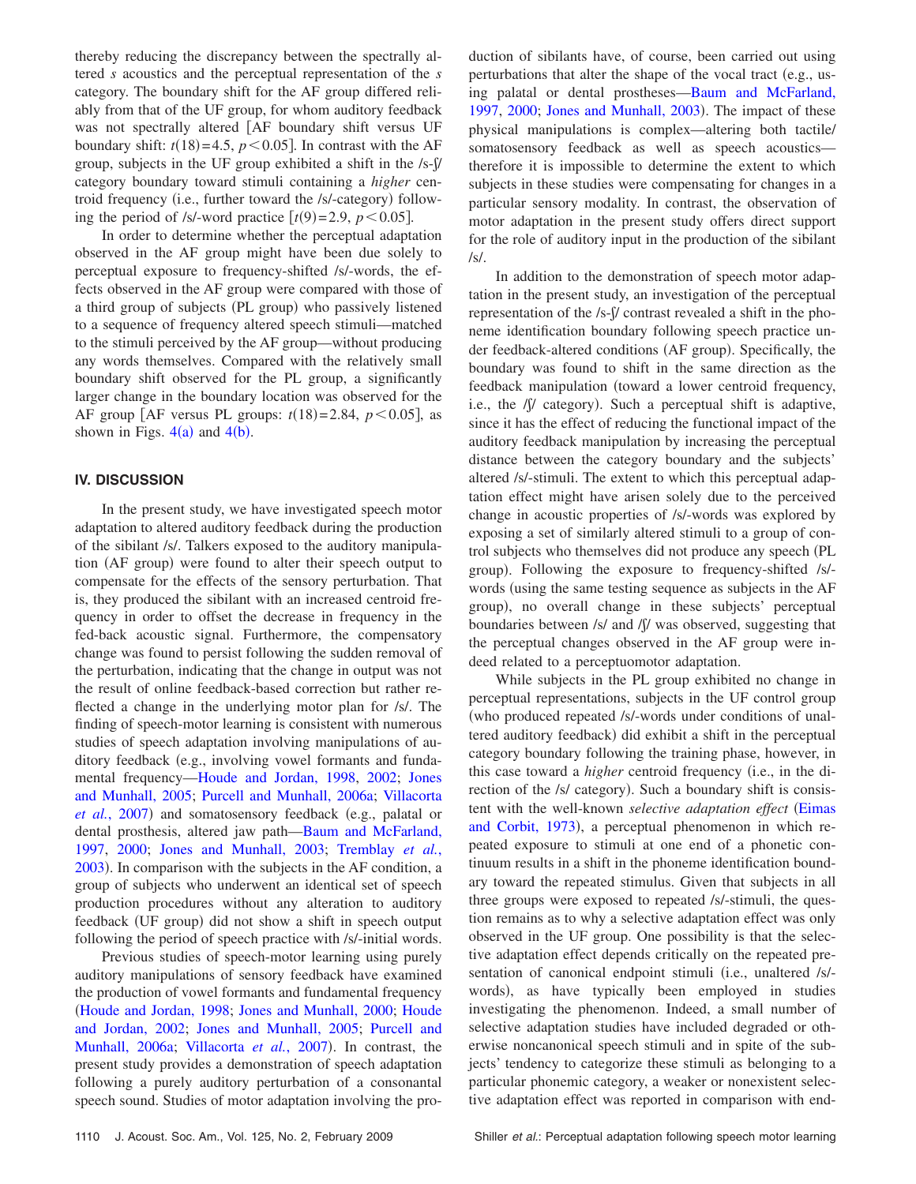thereby reducing the discrepancy between the spectrally altered *s* acoustics and the perceptual representation of the *s* category. The boundary shift for the AF group differed reliably from that of the UF group, for whom auditory feedback was not spectrally altered [AF boundary shift versus UF boundary shift: $t(18)=4.5$, $p<0.05$]. In contrast with the AF group, subjects in the UF group exhibited a shift in the /s-ʃ/ category boundary toward stimuli containing a *higher* centroid frequency (i.e., further toward the /s/-category) following the period of /s/-word practice [$t(9)=2.9$, $p<0.05$].

In order to determine whether the perceptual adaptation observed in the AF group might have been due solely to perceptual exposure to frequency-shifted /s/-words, the effects observed in the AF group were compared with those of a third group of subjects (PL group) who passively listened to a sequence of frequency altered speech stimuli—matched to the stimuli perceived by the AF group—without producing any words themselves. Compared with the relatively small boundary shift observed for the PL group, a significantly larger change in the boundary location was observed for the AF group [AF versus PL groups: $t(18)=2.84$, $p<0.05$], as shown in Figs. 4(a) and 4(b).

## IV. DISCUSSION

In the present study, we have investigated speech motor adaptation to altered auditory feedback during the production of the sibilant /s/. Talkers exposed to the auditory manipulation (AF group) were found to alter their speech output to compensate for the effects of the sensory perturbation. That is, they produced the sibilant with an increased centroid frequency in order to offset the decrease in frequency in the fed-back acoustic signal. Furthermore, the compensatory change was found to persist following the sudden removal of the perturbation, indicating that the change in output was not the result of online feedback-based correction but rather reflected a change in the underlying motor plan for /s/. The finding of speech-motor learning is consistent with numerous studies of speech adaptation involving manipulations of auditory feedback (e.g., involving vowel formants and fundamental frequency—Houde and Jordan, 1998, 2002; Jones and Munhall, 2005; Purcell and Munhall, 2006a; Villacorta *et al.*, 2007) and somatosensory feedback (e.g., palatal or dental prosthesis, altered jaw path—Baum and McFarland, 1997, 2000; Jones and Munhall, 2003; Tremblay *et al.*, 2003). In comparison with the subjects in the AF condition, a group of subjects who underwent an identical set of speech production procedures without any alteration to auditory feedback (UF group) did not show a shift in speech output following the period of speech practice with /s/-initial words.

Previous studies of speech-motor learning using purely auditory manipulations of sensory feedback have examined the production of vowel formants and fundamental frequency (Houde and Jordan, 1998; Jones and Munhall, 2000; Houde and Jordan, 2002; Jones and Munhall, 2005; Purcell and Munhall, 2006a; Villacorta *et al.*, 2007). In contrast, the present study provides a demonstration of speech adaptation following a purely auditory perturbation of a consonantal speech sound. Studies of motor adaptation involving the production of sibilants have, of course, been carried out using perturbations that alter the shape of the vocal tract (e.g., using palatal or dental prostheses—Baum and McFarland, 1997, 2000; Jones and Munhall, 2003). The impact of these physical manipulations is complex—altering both tactile/somatosensory feedback as well as speech acoustics—therefore it is impossible to determine the extent to which subjects in these studies were compensating for changes in a particular sensory modality. In contrast, the observation of motor adaptation in the present study offers direct support for the role of auditory input in the production of the sibilant /s/.

In addition to the demonstration of speech motor adaptation in the present study, an investigation of the perceptual representation of the /s-ʃ/ contrast revealed a shift in the phoneme identification boundary following speech practice under feedback-altered conditions (AF group). Specifically, the boundary was found to shift in the same direction as the feedback manipulation (toward a lower centroid frequency, i.e., the /ʃ/ category). Such a perceptual shift is adaptive, since it has the effect of reducing the functional impact of the auditory feedback manipulation by increasing the perceptual distance between the category boundary and the subjects' altered /s/-stimuli. The extent to which this perceptual adaptation effect might have arisen solely due to the perceived change in acoustic properties of /s/-words was explored by exposing a set of similarly altered stimuli to a group of control subjects who themselves did not produce any speech (PL group). Following the exposure to frequency-shifted /s/-words (using the same testing sequence as subjects in the AF group), no overall change in these subjects' perceptual boundaries between /s/ and /ʃ/ was observed, suggesting that the perceptual changes observed in the AF group were indeed related to a perceptuomotor adaptation.

While subjects in the PL group exhibited no change in perceptual representations, subjects in the UF control group (who produced repeated /s/-words under conditions of unaltered auditory feedback) did exhibit a shift in the perceptual category boundary following the training phase, however, in this case toward a *higher* centroid frequency (i.e., in the direction of the /s/ category). Such a boundary shift is consistent with the well-known *selective adaptation effect* (Eimas and Corbit, 1973), a perceptual phenomenon in which repeated exposure to stimuli at one end of a phonetic continuum results in a shift in the phoneme identification boundary toward the repeated stimulus. Given that subjects in all three groups were exposed to repeated /s/-stimuli, the question remains as to why a selective adaptation effect was only observed in the UF group. One possibility is that the selective adaptation effect depends critically on the repeated presentation of canonical endpoint stimuli (i.e., unaltered /s/-words), as have typically been employed in studies investigating the phenomenon. Indeed, a small number of selective adaptation studies have included degraded or otherwise noncanonical speech stimuli and in spite of the subjects' tendency to categorize these stimuli as belonging to a particular phonemic category, a weaker or nonexistent selective adaptation effect was reported in comparison with end-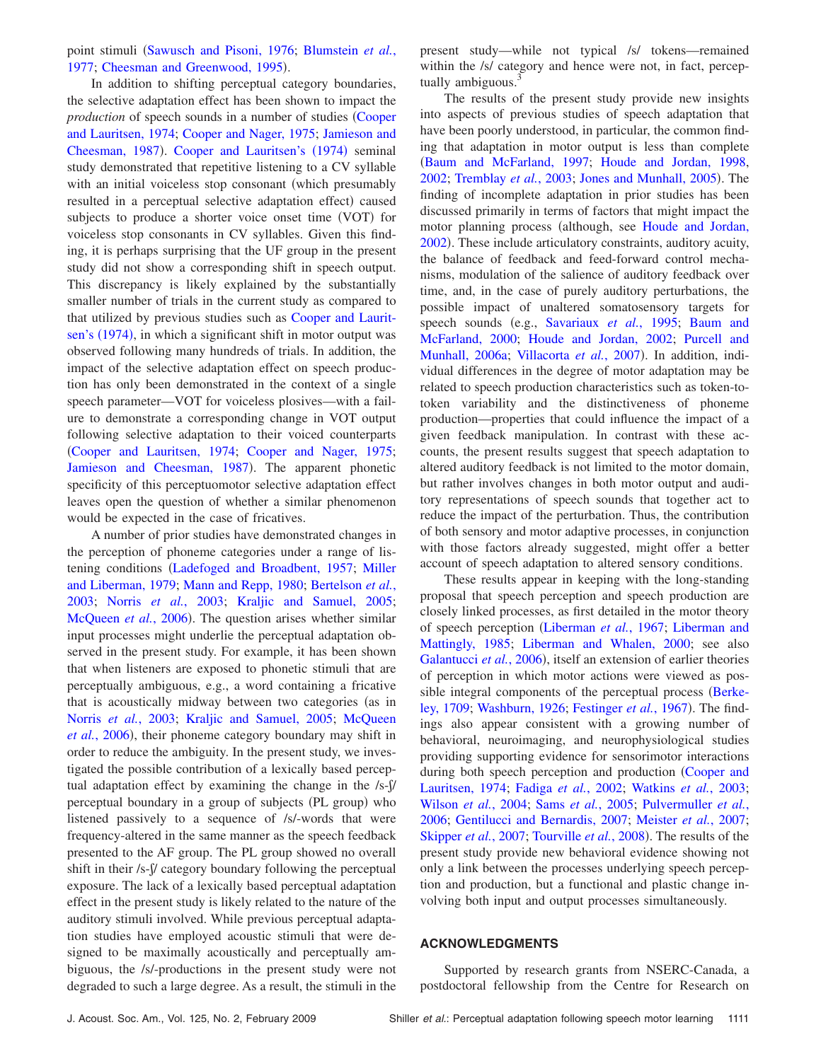point stimuli (Sawusch and Pisoni, 1976; Blumstein *et al.*, 1977; Cheesman and Greenwood, 1995).

In addition to shifting perceptual category boundaries, the selective adaptation effect has been shown to impact the *production* of speech sounds in a number of studies (Cooper and Lauritsen, 1974; Cooper and Nager, 1975; Jamieson and Cheesman, 1987). Cooper and Lauritsen's (1974) seminal study demonstrated that repetitive listening to a CV syllable with an initial voiceless stop consonant (which presumably resulted in a perceptual selective adaptation effect) caused subjects to produce a shorter voice onset time (VOT) for voiceless stop consonants in CV syllables. Given this finding, it is perhaps surprising that the UF group in the present study did not show a corresponding shift in speech output. This discrepancy is likely explained by the substantially smaller number of trials in the current study as compared to that utilized by previous studies such as Cooper and Lauritsen's (1974), in which a significant shift in motor output was observed following many hundreds of trials. In addition, the impact of the selective adaptation effect on speech production has only been demonstrated in the context of a single speech parameter—VOT for voiceless plosives—with a failure to demonstrate a corresponding change in VOT output following selective adaptation to their voiced counterparts (Cooper and Lauritsen, 1974; Cooper and Nager, 1975; Jamieson and Cheesman, 1987). The apparent phonetic specificity of this perceptuomotor selective adaptation effect leaves open the question of whether a similar phenomenon would be expected in the case of fricatives.

A number of prior studies have demonstrated changes in the perception of phoneme categories under a range of listening conditions (Ladefoged and Broadbent, 1957; Miller and Liberman, 1979; Mann and Repp, 1980; Bertelson *et al.*, 2003; Norris *et al.*, 2003; Kraljic and Samuel, 2005; McQueen *et al.*, 2006). The question arises whether similar input processes might underlie the perceptual adaptation observed in the present study. For example, it has been shown that when listeners are exposed to phonetic stimuli that are perceptually ambiguous, e.g., a word containing a fricative that is acoustically midway between two categories (as in Norris *et al.*, 2003; Kraljic and Samuel, 2005; McQueen *et al.*, 2006), their phoneme category boundary may shift in order to reduce the ambiguity. In the present study, we investigated the possible contribution of a lexically based perceptual adaptation effect by examining the change in the /s-ʃ/ perceptual boundary in a group of subjects (PL group) who listened passively to a sequence of /s/-words that were frequency-altered in the same manner as the speech feedback presented to the AF group. The PL group showed no overall shift in their /s-ʃ/ category boundary following the perceptual exposure. The lack of a lexically based perceptual adaptation effect in the present study is likely related to the nature of the auditory stimuli involved. While previous perceptual adaptation studies have employed acoustic stimuli that were designed to be maximally acoustically and perceptually ambiguous, the /s/-productions in the present study were not degraded to such a large degree. As a result, the stimuli in the present study—while not typical /s/ tokens—remained within the /s/ category and hence were not, in fact, perceptually ambiguous.[3]

The results of the present study provide new insights into aspects of previous studies of speech adaptation that have been poorly understood, in particular, the common finding that adaptation in motor output is less than complete (Baum and McFarland, 1997; Houde and Jordan, 1998, 2002; Tremblay *et al.*, 2003; Jones and Munhall, 2005). The finding of incomplete adaptation in prior studies has been discussed primarily in terms of factors that might impact the motor planning process (although, see Houde and Jordan, 2002). These include articulatory constraints, auditory acuity, the balance of feedback and feed-forward control mechanisms, modulation of the salience of auditory feedback over time, and, in the case of purely auditory perturbations, the possible impact of unaltered somatosensory targets for speech sounds (e.g., Savariaux *et al.*, 1995; Baum and McFarland, 2000; Houde and Jordan, 2002; Purcell and Munhall, 2006a; Villacorta *et al.*, 2007). In addition, individual differences in the degree of motor adaptation may be related to speech production characteristics such as token-to-token variability and the distinctiveness of phoneme production—properties that could influence the impact of a given feedback manipulation. In contrast with these accounts, the present results suggest that speech adaptation to altered auditory feedback is not limited to the motor domain, but rather involves changes in both motor output and auditory representations of speech sounds that together act to reduce the impact of the perturbation. Thus, the contribution of both sensory and motor adaptive processes, in conjunction with those factors already suggested, might offer a better account of speech adaptation to altered sensory conditions.

These results appear in keeping with the long-standing proposal that speech perception and speech production are closely linked processes, as first detailed in the motor theory of speech perception (Liberman *et al.*, 1967; Liberman and Mattingly, 1985; Liberman and Whalen, 2000; see also Galantucci *et al.*, 2006), itself an extension of earlier theories of perception in which motor actions were viewed as possible integral components of the perceptual process (Berkeley, 1709; Washburn, 1926; Festinger *et al.*, 1967). The findings also appear consistent with a growing number of behavioral, neuroimaging, and neurophysiological studies providing supporting evidence for sensorimotor interactions during both speech perception and production (Cooper and Lauritsen, 1974; Fadiga *et al.*, 2002; Watkins *et al.*, 2003; Wilson *et al.*, 2004; Sams *et al.*, 2005; Pulvermuller *et al.*, 2006; Gentilucci and Bernardis, 2007; Meister *et al.*, 2007; Skipper *et al.*, 2007; Tourville *et al.*, 2008). The results of the present study provide new behavioral evidence showing not only a link between the processes underlying speech perception and production, but a functional and plastic change involving both input and output processes simultaneously.

## ACKNOWLEDGMENTS

Supported by research grants from NSERC-Canada, a postdoctoral fellowship from the Centre for Research on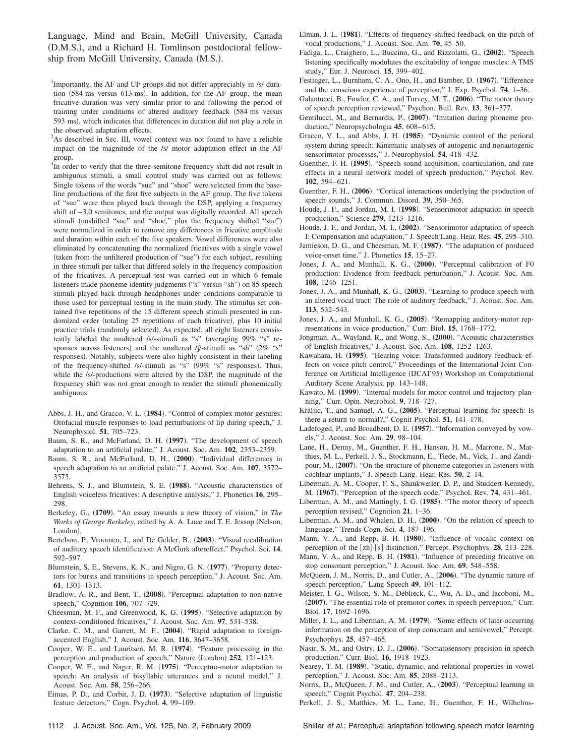Language, Mind and Brain, McGill University, Canada (D.M.S.), and a Richard H. Tomlinson postdoctoral fellowship from McGill University, Canada (M.S.).

[1]Importantly, the AF and UF groups did not differ appreciably in /s/ duration (584 ms versus 613 ms). In addition, for the AF group, the mean fricative duration was very similar prior to and following the period of training under conditions of altered auditory feedback (584 ms versus 593 ms), which indicates that differences in duration did not play a role in the observed adaptation effects.

[2]As described in Sec. III, vowel context was not found to have a reliable impact on the magnitude of the /s/ motor adaptation effect in the AF group.

[3]In order to verify that the three-semitone frequency shift did not result in ambiguous stimuli, a small control study was carried out as follows: Single tokens of the words "sue" and "shoe" were selected from the baseline productions of the first five subjects in the AF group. The five tokens of "sue" were then played back through the DSP, applying a frequency shift of −3.0 semitones, and the output was digitally recorded. All speech stimuli (unshifted "sue" and "shoe," plus the frequency shifted "sue") were normalized in order to remove any differences in fricative amplitude and duration within each of the five speakers. Vowel differences were also eliminated by concatenating the normalized fricatives with a single vowel (taken from the unfiltered production of "sue") for each subject, resulting in three stimuli per talker that differed solely in the frequency composition of the fricatives. A perceptual test was carried out in which 6 female listeners made phoneme identity judgments ("s" versus "sh") on 85 speech stimuli played back through headphones under conditions comparable to those used for perceptual testing in the main study. The stimulus set contained five repetitions of the 15 different speech stimuli presented in randomized order (totaling 25 repetitions of each fricative), plus 10 initial practice trials (randomly selected). As expected, all eight listeners consistently labeled the unaltered /s/-stimuli as "s" (averaging 99% "s" responses across listeners) and the unaltered /ʃ/-stimuli as "sh" (2% "s" responses). Notably, subjects were also highly consistent in their labeling of the frequency-shifted /s/-stimuli as "s" (99% "s" responses). Thus, while the /s/-productions were altered by the DSP, the magnitude of the frequency shift was not great enough to render the stimuli phonemically ambiguous.

Abbs, J. H., and Gracco, V. L. (**1984**). "Control of complex motor gestures: Orofacial muscle responses to load perturbations of lip during speech," J. Neurophysiol. **51**, 705–723.

Baum, S. R., and McFarland, D. H. (**1997**). "The development of speech adaptation to an artificial palate," J. Acoust. Soc. Am. **102**, 2353–2359.

Baum, S. R., and McFarland, D. H., (**2000**). "Individual differences in speech adaptation to an artificial palate," J. Acoust. Soc. Am. **107**, 3572–3575.

Behrens, S. J., and Blumstein, S. E. (**1988**). "Acoustic characteristics of English voiceless fricatives: A descriptive analysis," J. Phonetics **16**, 295–298.

Berkeley, G., (**1709**). "An essay towards a new theory of vision," in *The Works of George Berkeley*, edited by A. A. Luce and T. E. Jessop (Nelson, London).

Bertelson, P., Vroomen, J., and De Gelder, B., (**2003**). "Visual recalibration of auditory speech identification: A McGurk aftereffect," Psychol. Sci. **14**, 592–597.

Blumstein, S. E., Stevens, K. N., and Nigro, G. N. (**1977**). "Property detectors for bursts and transitions in speech perception," J. Acoust. Soc. Am. **61**, 1301–1313.

Bradlow, A. R., and Bent, T., (**2008**). "Perceptual adaptation to non-native speech," Cognition **106**, 707–729.

Cheesman, M. F., and Greenwood, K. G. (**1995**). "Selective adaptation by context-conditioned fricatives," J. Acoust. Soc. Am. **97**, 531–538.

Clarke, C. M., and Garrett, M. F., (**2004**). "Rapid adaptation to foreign-accented English," J. Acoust. Soc. Am. **116**, 3647–3658.

Cooper, W. E., and Lauritsen, M. R. (**1974**). "Feature processing in the perception and production of speech," Nature (London) **252**, 121–123.

Cooper, W. E., and Nager, R. M. (**1975**). "Perceptuo-motor adaptation to speech: An analysis of bisyllabic utterances and a neural model," J. Acoust. Soc. Am. **58**, 256–266.

Eimas, P. D., and Corbit, J. D. (**1973**). "Selective adaptation of linguistic feature detectors," Cogn. Psychol. **4**, 99–109.

Elman, J. L. (**1981**). "Effects of frequency-shifted feedback on the pitch of vocal productions," J. Acoust. Soc. Am. **70**, 45–50.

Fadiga, L., Craighero, L., Buccino, G., and Rizzolatti, G., (**2002**). "Speech listening specifically modulates the excitability of tongue muscles: A TMS study," Eur. J. Neurosci. **15**, 399–402.

Festinger, L., Burnham, C. A., Ono, H., and Bamber, D. (**1967**). "Efference and the conscious experience of perception," J. Exp. Psychol. **74**, 1–36.

Galantucci, B., Fowler, C. A., and Turvey, M. T., (**2006**). "The motor theory of speech perception reviewed," Psychon. Bull. Rev. **13**, 361–377.

Gentilucci, M., and Bernardis, P., (**2007**). "Imitation during phoneme production," Neuropsychologia **45**, 608–615.

Gracco, V. L., and Abbs, J. H. (**1985**). "Dynamic control of the perioral system during speech: Kinematic analyses of autogenic and nonautogenic sensorimotor processes," J. Neurophysiol. **54**, 418–432.

Guenther, F. H. (**1995**). "Speech sound acquisition, coarticulation, and rate effects in a neural network model of speech production," Psychol. Rev. **102**, 594–621.

Guenther, F. H., (**2006**). "Cortical interactions underlying the production of speech sounds," J. Commun. Disord. **39**, 350–365.

Houde, J. F., and Jordan, M. I. (**1998**). "Sensorimotor adaptation in speech production," Science **279**, 1213–1216.

Houde, J. F., and Jordan, M. I., (**2002**). "Sensorimotor adaptation of speech I: Compensation and adaptation," J. Speech Lang. Hear. Res. **45**, 295–310.

Jamieson, D. G., and Cheesman, M. F. (**1987**). "The adaptation of produced voice-onset time," J. Phonetics **15**, 15–27.

Jones, J. A., and Munhall, K. G., (**2000**). "Perceptual calibration of F0 production: Evidence from feedback perturbation," J. Acoust. Soc. Am. **108**, 1246–1251.

Jones, J. A., and Munhall, K. G., (**2003**). "Learning to produce speech with an altered vocal tract: The role of auditory feedback," J. Acoust. Soc. Am. **113**, 532–543.

Jones, J. A., and Munhall, K. G., (**2005**). "Remapping auditory-motor representations in voice production," Curr. Biol. **15**, 1768–1772.

Jongman, A., Wayland, R., and Wong, S., (**2000**). "Acoustic characteristics of English fricatives," J. Acoust. Soc. Am. **108**, 1252–1263.

Kawahara, H. (**1995**). "Hearing voice: Transformed auditory feedback effects on voice pitch control," Proceedings of the International Joint Conference on Artificial Intelligence (IJCAI'95) Workshop on Computational Auditory Scene Analysis, pp. 143–148.

Kawato, M. (**1999**). "Internal models for motor control and trajectory planning," Curr. Opin. Neurobiol. **9**, 718–727.

Kraljic, T., and Samuel, A. G., (**2005**). "Perceptual learning for speech: Is there a return to normal?," Cognit Psychol. **51**, 141–178.

Ladefoged, P., and Broadbent, D. E. (**1957**). "Information conveyed by vowels," J. Acoust. Soc. Am. **29**, 98–104.

Lane, H., Denny, M., Guenther, F. H., Hanson, H. M., Marrone, N., Matthies, M. L., Perkell, J. S., Stockmann, E., Tiede, M., Vick, J., and Zandipour, M., (**2007**). "On the structure of phoneme categories in listeners with cochlear implants," J. Speech Lang. Hear. Res. **50**, 2–14.

Liberman, A. M., Cooper, F. S., Shankweiler, D. P., and Studdert-Kennedy, M. (**1967**). "Perception of the speech code," Psychol. Rev. **74**, 431–461.

Liberman, A. M., and Mattingly, I. G. (**1985**). "The motor theory of speech perception revised," Cognition **21**, 1–36.

Liberman, A. M., and Whalen, D. H., (**2000**). "On the relation of speech to language," Trends Cogn. Sci. **4**, 187–196.

Mann, V. A., and Repp, B. H. (**1980**). "Influence of vocalic context on perception of the [zh]-[s] distinction," Percept. Psychophys. **28**, 213–228.

Mann, V. A., and Repp, B. H. (**1981**). "Influence of preceding fricative on stop consonant perception," J. Acoust. Soc. Am. **69**, 548–558.

McQueen, J. M., Norris, D., and Cutler, A., (**2006**). "The dynamic nature of speech perception," Lang Speech **49**, 101–112.

Meister, I. G., Wilson, S. M., Deblieck, C., Wu, A. D., and Iacoboni, M., (**2007**). "The essential role of premotor cortex in speech perception," Curr. Biol. **17**, 1692–1696.

Miller, J. L., and Liberman, A. M. (**1979**). "Some effects of later-occurring information on the perception of stop consonant and semivowel," Percept. Psychophys. **25**, 457–465.

Nasir, S. M., and Ostry, D. J., (**2006**). "Somatosensory precision in speech production," Curr. Biol. **16**, 1918–1923.

Nearey, T. M. (**1989**). "Static, dynamic, and relational properties in vowel perception," J. Acoust. Soc. Am. **85**, 2088–2113.

Norris, D., McQueen, J. M., and Cutler, A., (**2003**). "Perceptual learning in speech," Cognit Psychol. **47**, 204–238.

Perkell, J. S., Matthies, M. L., Lane, H., Guenther, F. H., Wilhelms-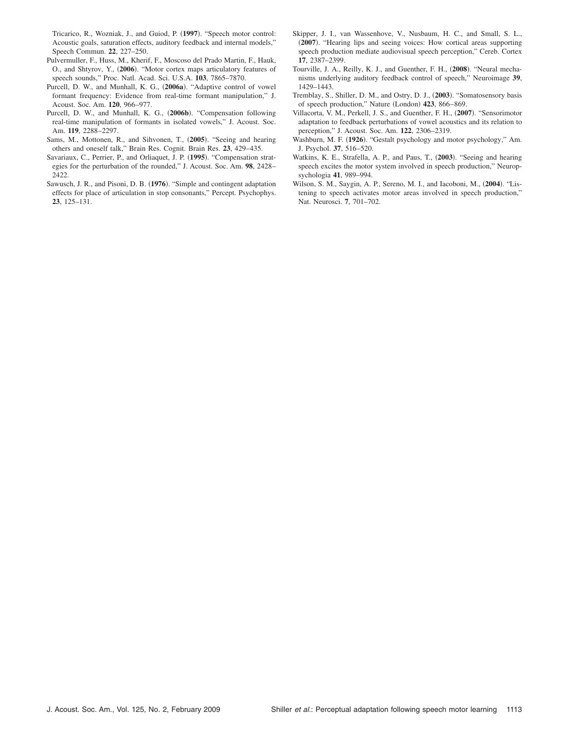Tricarico, R., Wozniak, J., and Guiod, P. (**1997**). "Speech motor control: Acoustic goals, saturation effects, auditory feedback and internal models," Speech Commun. **22**, 227–250.

Pulvermuller, F., Huss, M., Kherif, F., Moscoso del Prado Martin, F., Hauk, O., and Shtyrov, Y., (**2006**). "Motor cortex maps articulatory features of speech sounds," Proc. Natl. Acad. Sci. U.S.A. **103**, 7865–7870.

Purcell, D. W., and Munhall, K. G., (**2006a**). "Adaptive control of vowel formant frequency: Evidence from real-time formant manipulation," J. Acoust. Soc. Am. **120**, 966–977.

Purcell, D. W., and Munhall, K. G., (**2006b**). "Compensation following real-time manipulation of formants in isolated vowels," J. Acoust. Soc. Am. **119**, 2288–2297.

Sams, M., Mottonen, R., and Sihvonen, T., (**2005**). "Seeing and hearing others and oneself talk," Brain Res. Cognit. Brain Res. **23**, 429–435.

Savariaux, C., Perrier, P., and Orliaquet, J. P. (**1995**). "Compensation strategies for the perturbation of the rounded," J. Acoust. Soc. Am. **98**, 2428–2422.

Sawusch, J. R., and Pisoni, D. B. (**1976**). "Simple and contingent adaptation effects for place of articulation in stop consonants," Percept. Psychophys. **23**, 125–131.

Skipper, J. I., van Wassenhove, V., Nusbaum, H. C., and Small, S. L., (**2007**). "Hearing lips and seeing voices: How cortical areas supporting speech production mediate audiovisual speech perception," Cereb. Cortex **17**, 2387–2399.

Tourville, J. A., Reilly, K. J., and Guenther, F. H., (**2008**). "Neural mechanisms underlying auditory feedback control of speech," Neuroimage **39**, 1429–1443.

Tremblay, S., Shiller, D. M., and Ostry, D. J., (**2003**). "Somatosensory basis of speech production," Nature (London) **423**, 866–869.

Villacorta, V. M., Perkell, J. S., and Guenther, F. H., (**2007**). "Sensorimotor adaptation to feedback perturbations of vowel acoustics and its relation to perception," J. Acoust. Soc. Am. **122**, 2306–2319.

Washburn, M. F. (**1926**). "Gestalt psychology and motor psychology," Am. J. Psychol. **37**, 516–520.

Watkins, K. E., Strafella, A. P., and Paus, T., (**2003**). "Seeing and hearing speech excites the motor system involved in speech production," Neuropsychologia **41**, 989–994.

Wilson, S. M., Saygin, A. P., Sereno, M. I., and Iacoboni, M., (**2004**). "Listening to speech activates motor areas involved in speech production," Nat. Neurosci. **7**, 701–702.